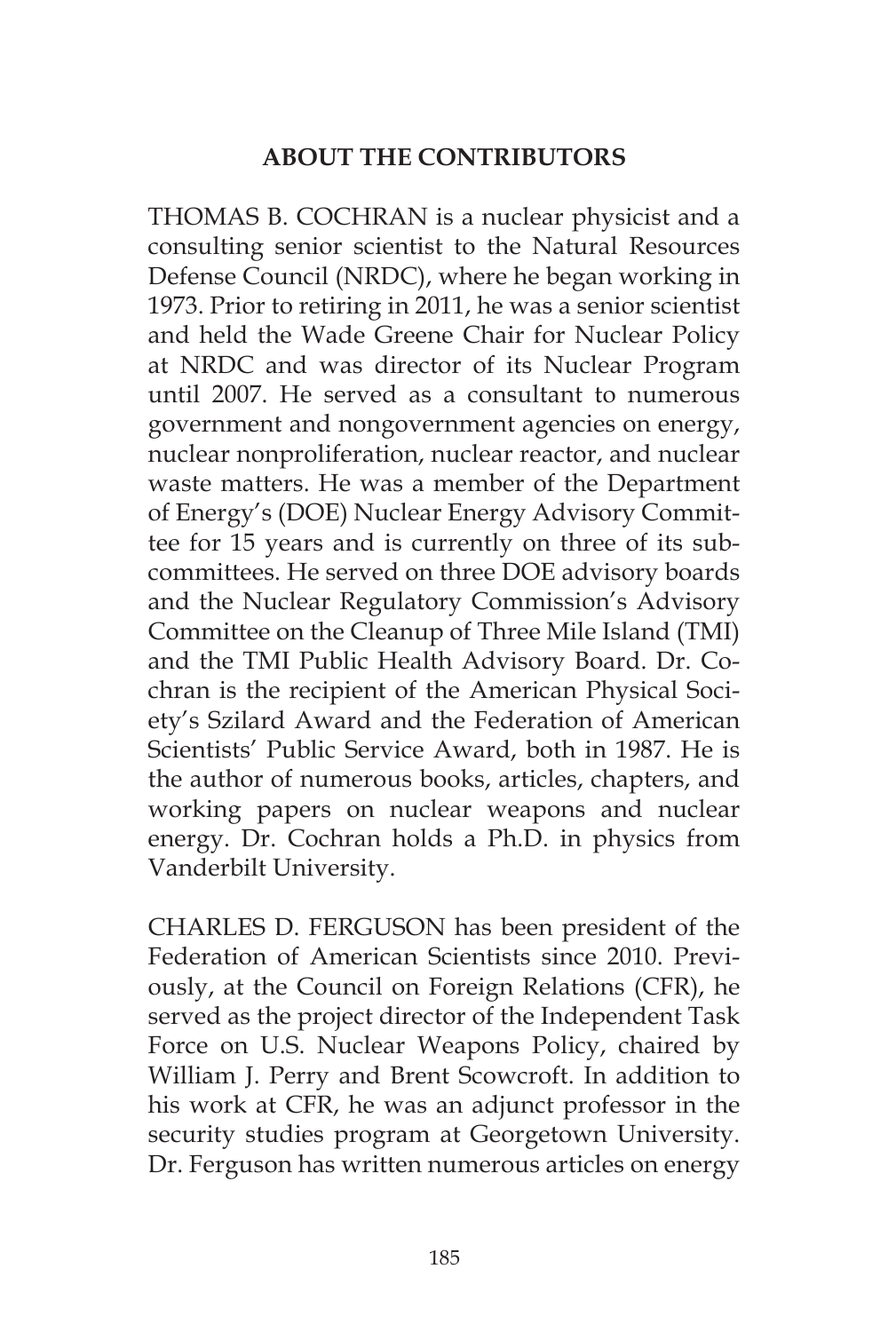## ABOUT THE CONTRIBUTORS

THOMAS B. COCHRAN is a nuclear physicist and a consulting senior scientist to the Natural Resources Defense Council (NRDC), where he began working in 1973. Prior to retiring in 2011, he was a senior scientist and held the Wade Greene Chair for Nuclear Policy at NRDC and was director of its Nuclear Program until 2007. He served as a consultant to numerous government and nongovernment agencies on energy, nuclear nonproliferation, nuclear reactor, and nuclear waste matters. He was a member of the Department of Energy's (DOE) Nuclear Energy Advisory Committee for 15 years and is currently on three of its subcommittees. He served on three DOE advisory boards and the Nuclear Regulatory Commission's Advisory Committee on the Cleanup of Three Mile Island (TMI) and the TMI Public Health Advisory Board. Dr. Cochran is the recipient of the American Physical Society's Szilard Award and the Federation of American Scientists' Public Service Award, both in 1987. He is the author of numerous books, articles, chapters, and working papers on nuclear weapons and nuclear energy. Dr. Cochran holds a Ph.D. in physics from Vanderbilt University.

CHARLES D. FERGUSON has been president of the Federation of American Scientists since 2010. Previously, at the Council on Foreign Relations (CFR), he served as the project director of the Independent Task Force on U.S. Nuclear Weapons Policy, chaired by William J. Perry and Brent Scowcroft. In addition to his work at CFR, he was an adjunct professor in the security studies program at Georgetown University. Dr. Ferguson has written numerous articles on energy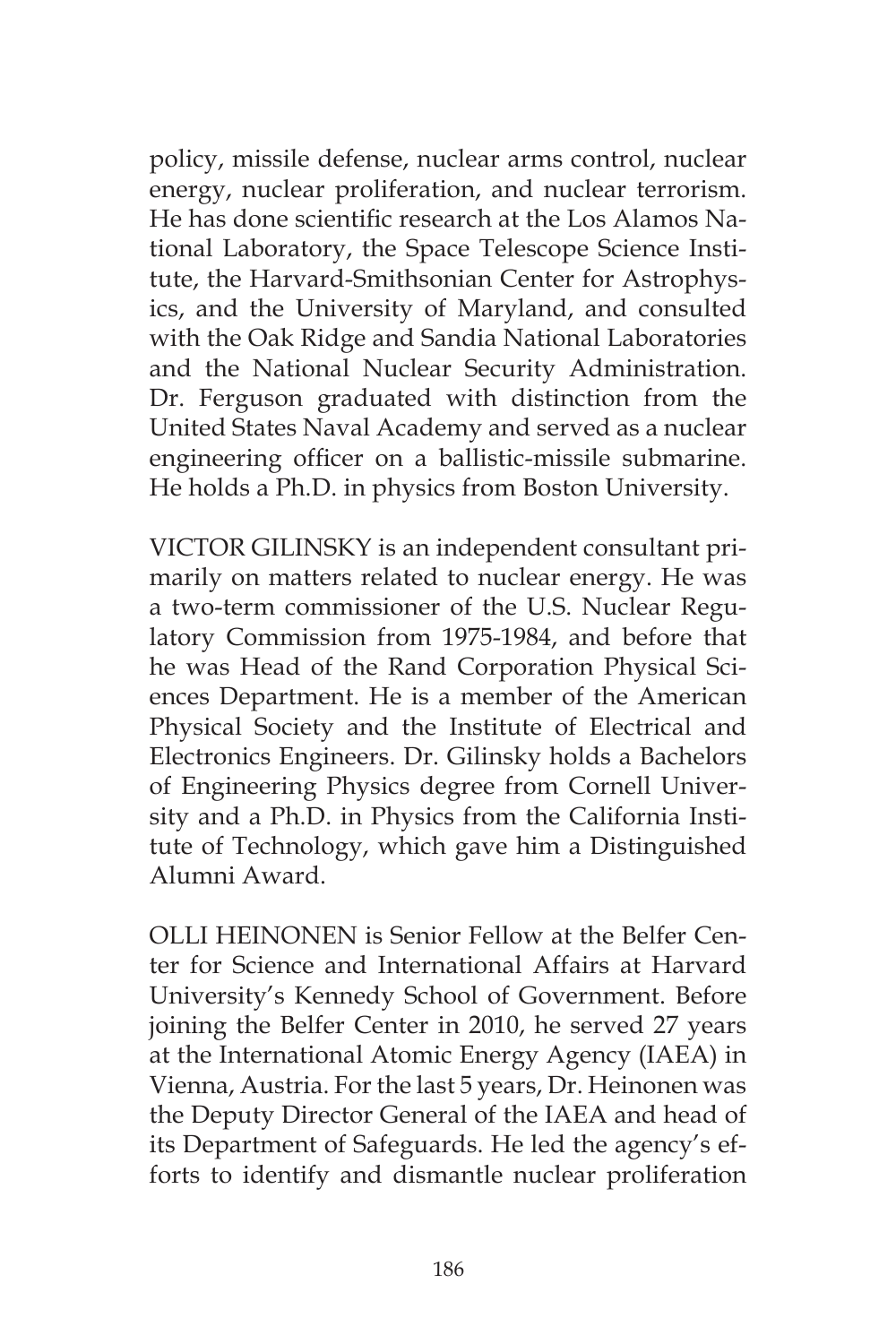policy, missile defense, nuclear arms control, nuclear energy, nuclear proliferation, and nuclear terrorism. He has done scientific research at the Los Alamos National Laboratory, the Space Telescope Science Institute, the Harvard-Smithsonian Center for Astrophysics, and the University of Maryland, and consulted with the Oak Ridge and Sandia National Laboratories and the National Nuclear Security Administration. Dr. Ferguson graduated with distinction from the United States Naval Academy and served as a nuclear engineering officer on a ballistic-missile submarine. He holds a Ph.D. in physics from Boston University.

VICTOR GILINSKY is an independent consultant primarily on matters related to nuclear energy. He was a two-term commissioner of the U.S. Nuclear Regulatory Commission from 1975-1984, and before that he was Head of the Rand Corporation Physical Sciences Department. He is a member of the American Physical Society and the Institute of Electrical and Electronics Engineers. Dr. Gilinsky holds a Bachelors of Engineering Physics degree from Cornell University and a Ph.D. in Physics from the California Institute of Technology, which gave him a Distinguished Alumni Award.

OLLI HEINONEN is Senior Fellow at the Belfer Center for Science and International Affairs at Harvard University's Kennedy School of Government. Before joining the Belfer Center in 2010, he served 27 years at the International Atomic Energy Agency (IAEA) in Vienna, Austria. For the last 5 years, Dr. Heinonen was the Deputy Director General of the IAEA and head of its Department of Safeguards. He led the agency's efforts to identify and dismantle nuclear proliferation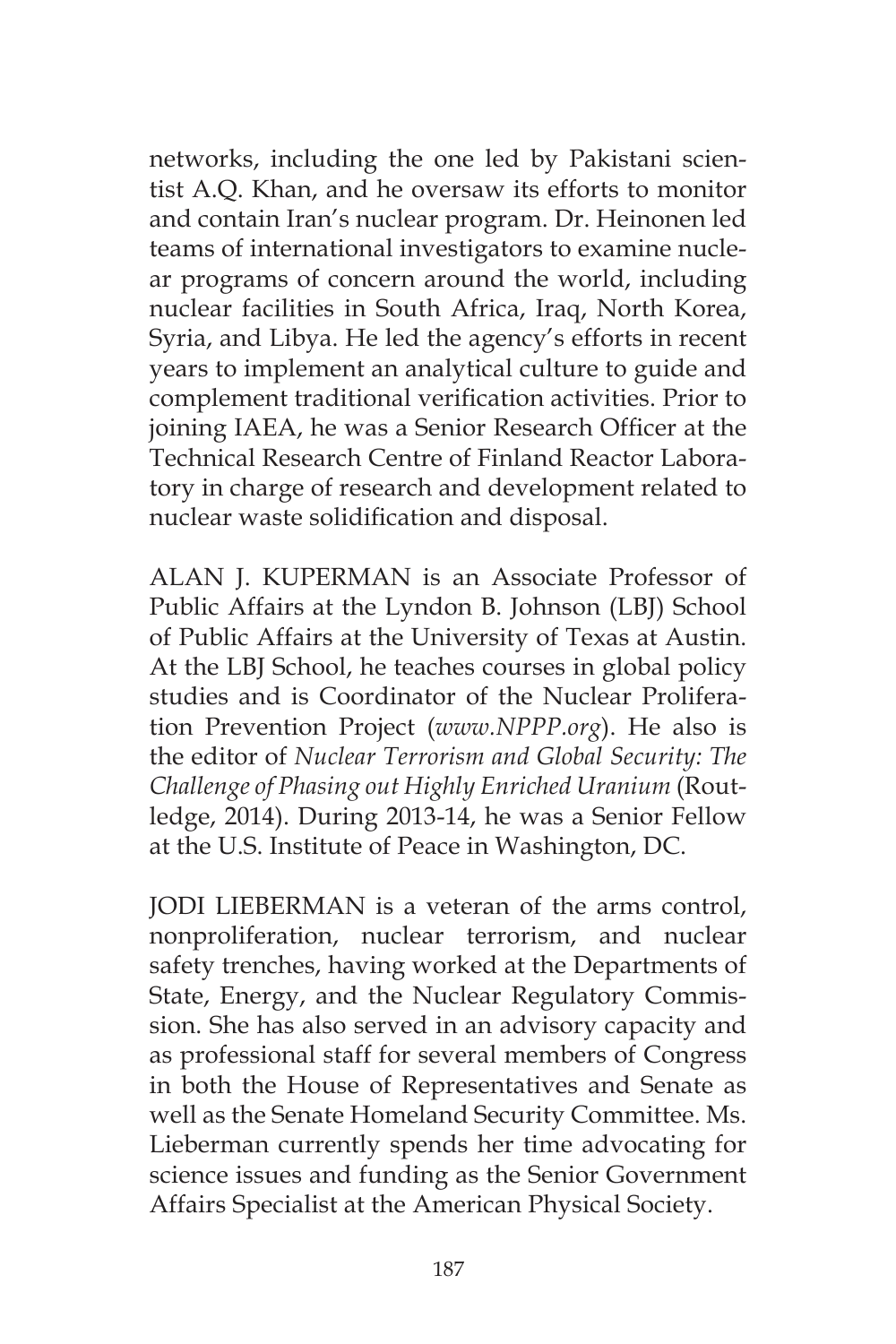networks, including the one led by Pakistani scientist A.Q. Khan, and he oversaw its efforts to monitor and contain Iran's nuclear program. Dr. Heinonen led teams of international investigators to examine nuclear programs of concern around the world, including nuclear facilities in South Africa, Iraq, North Korea, Syria, and Libya. He led the agency's efforts in recent years to implement an analytical culture to guide and complement traditional verification activities. Prior to joining IAEA, he was a Senior Research Officer at the Technical Research Centre of Finland Reactor Laboratory in charge of research and development related to nuclear waste solidification and disposal.

ALAN J. KUPERMAN is an Associate Professor of Public Affairs at the Lyndon B. Johnson (LBJ) School of Public Affairs at the University of Texas at Austin. At the LBJ School, he teaches courses in global policy studies and is Coordinator of the Nuclear Proliferation Prevention Project (*www.NPPP.org*). He also is the editor of *Nuclear Terrorism and Global Security: The Challenge of Phasing out Highly Enriched Uranium* (Routledge, 2014). During 2013-14, he was a Senior Fellow at the U.S. Institute of Peace in Washington, DC.

JODI LIEBERMAN is a veteran of the arms control, nonproliferation, nuclear terrorism, and nuclear safety trenches, having worked at the Departments of State, Energy, and the Nuclear Regulatory Commission. She has also served in an advisory capacity and as professional staff for several members of Congress in both the House of Representatives and Senate as well as the Senate Homeland Security Committee. Ms. Lieberman currently spends her time advocating for science issues and funding as the Senior Government Affairs Specialist at the American Physical Society.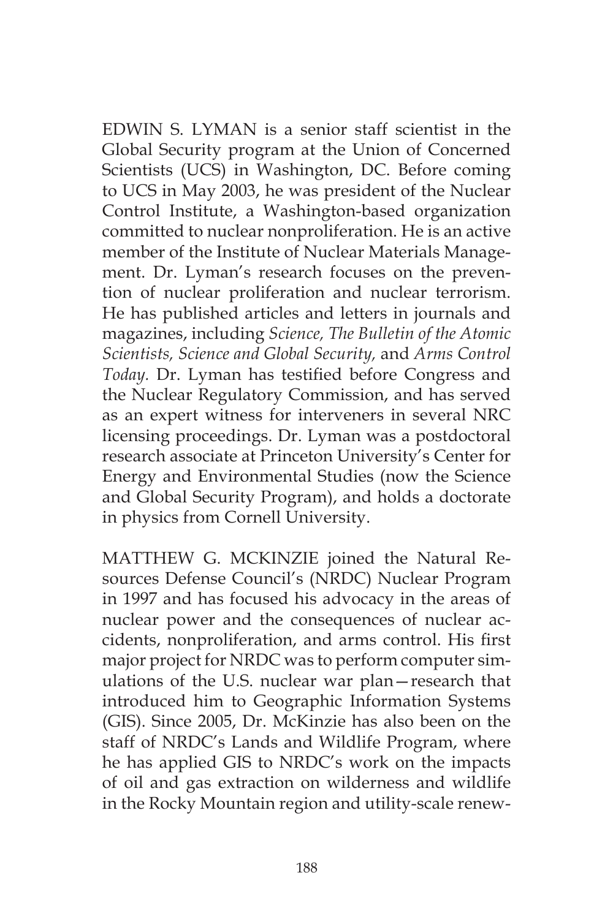EDWIN S. LYMAN is a senior staff scientist in the Global Security program at the Union of Concerned Scientists (UCS) in Washington, DC. Before coming to UCS in May 2003, he was president of the Nuclear Control Institute, a Washington-based organization committed to nuclear nonproliferation. He is an active member of the Institute of Nuclear Materials Management. Dr. Lyman's research focuses on the prevention of nuclear proliferation and nuclear terrorism. He has published articles and letters in journals and magazines, including *Science, The Bulletin of the Atomic Scientists, Science and Global Security,* and *Arms Control Today.* Dr. Lyman has testified before Congress and the Nuclear Regulatory Commission, and has served as an expert witness for interveners in several NRC licensing proceedings. Dr. Lyman was a postdoctoral research associate at Princeton University's Center for Energy and Environmental Studies (now the Science and Global Security Program), and holds a doctorate in physics from Cornell University.

MATTHEW G. MCKINZIE joined the Natural Resources Defense Council's (NRDC) Nuclear Program in 1997 and has focused his advocacy in the areas of nuclear power and the consequences of nuclear accidents, nonproliferation, and arms control. His first major project for NRDC was to perform computer simulations of the U.S. nuclear war plan—research that introduced him to Geographic Information Systems (GIS). Since 2005, Dr. McKinzie has also been on the staff of NRDC's Lands and Wildlife Program, where he has applied GIS to NRDC's work on the impacts of oil and gas extraction on wilderness and wildlife in the Rocky Mountain region and utility-scale renew-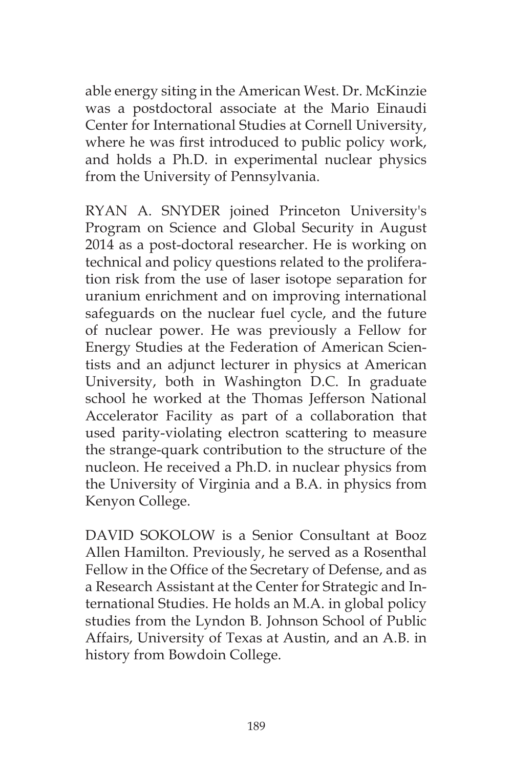able energy siting in the American West. Dr. McKinzie was a postdoctoral associate at the Mario Einaudi Center for International Studies at Cornell University, where he was first introduced to public policy work, and holds a Ph.D. in experimental nuclear physics from the University of Pennsylvania.

RYAN A. SNYDER joined Princeton University's Program on Science and Global Security in August 2014 as a post-doctoral researcher. He is working on technical and policy questions related to the proliferation risk from the use of laser isotope separation for uranium enrichment and on improving international safeguards on the nuclear fuel cycle, and the future of nuclear power. He was previously a Fellow for Energy Studies at the Federation of American Scientists and an adjunct lecturer in physics at American University, both in Washington D.C. In graduate school he worked at the Thomas Jefferson National Accelerator Facility as part of a collaboration that used parity-violating electron scattering to measure the strange-quark contribution to the structure of the nucleon. He received a Ph.D. in nuclear physics from the University of Virginia and a B.A. in physics from Kenyon College.

DAVID SOKOLOW is a Senior Consultant at Booz Allen Hamilton. Previously, he served as a Rosenthal Fellow in the Office of the Secretary of Defense, and as a Research Assistant at the Center for Strategic and International Studies. He holds an M.A. in global policy studies from the Lyndon B. Johnson School of Public Affairs, University of Texas at Austin, and an A.B. in history from Bowdoin College.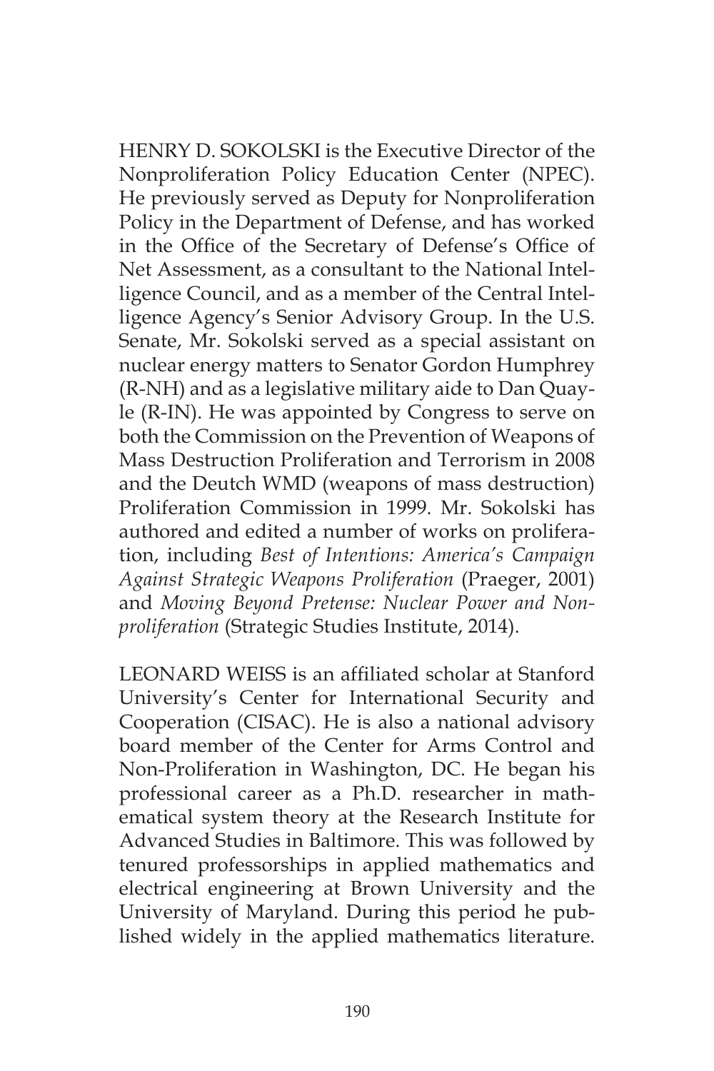HENRY D. SOKOLSKI is the Executive Director of the Nonproliferation Policy Education Center (NPEC). He previously served as Deputy for Nonproliferation Policy in the Department of Defense, and has worked in the Office of the Secretary of Defense's Office of Net Assessment, as a consultant to the National Intelligence Council, and as a member of the Central Intelligence Agency's Senior Advisory Group. In the U.S. Senate, Mr. Sokolski served as a special assistant on nuclear energy matters to Senator Gordon Humphrey (R-NH) and as a legislative military aide to Dan Quayle (R-IN). He was appointed by Congress to serve on both the Commission on the Prevention of Weapons of Mass Destruction Proliferation and Terrorism in 2008 and the Deutch WMD (weapons of mass destruction) Proliferation Commission in 1999. Mr. Sokolski has authored and edited a number of works on proliferation, including *Best of Intentions: America's Campaign Against Strategic Weapons Proliferation* (Praeger, 2001) and *Moving Beyond Pretense: Nuclear Power and Nonproliferation* (Strategic Studies Institute, 2014).

LEONARD WEISS is an affiliated scholar at Stanford University's Center for International Security and Cooperation (CISAC). He is also a national advisory board member of the Center for Arms Control and Non-Proliferation in Washington, DC. He began his professional career as a Ph.D. researcher in mathematical system theory at the Research Institute for Advanced Studies in Baltimore. This was followed by tenured professorships in applied mathematics and electrical engineering at Brown University and the University of Maryland. During this period he published widely in the applied mathematics literature.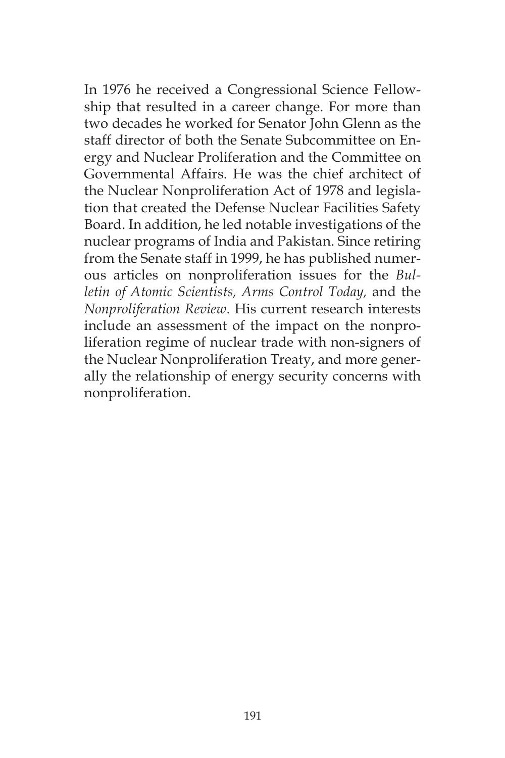In 1976 he received a Congressional Science Fellowship that resulted in a career change. For more than two decades he worked for Senator John Glenn as the staff director of both the Senate Subcommittee on Energy and Nuclear Proliferation and the Committee on Governmental Affairs. He was the chief architect of the Nuclear Nonproliferation Act of 1978 and legislation that created the Defense Nuclear Facilities Safety Board. In addition, he led notable investigations of the nuclear programs of India and Pakistan. Since retiring from the Senate staff in 1999, he has published numerous articles on nonproliferation issues for the *Bulletin of Atomic Scientists, Arms Control Today,* and the *Nonproliferation Review*. His current research interests include an assessment of the impact on the nonproliferation regime of nuclear trade with non-signers of the Nuclear Nonproliferation Treaty, and more generally the relationship of energy security concerns with nonproliferation.